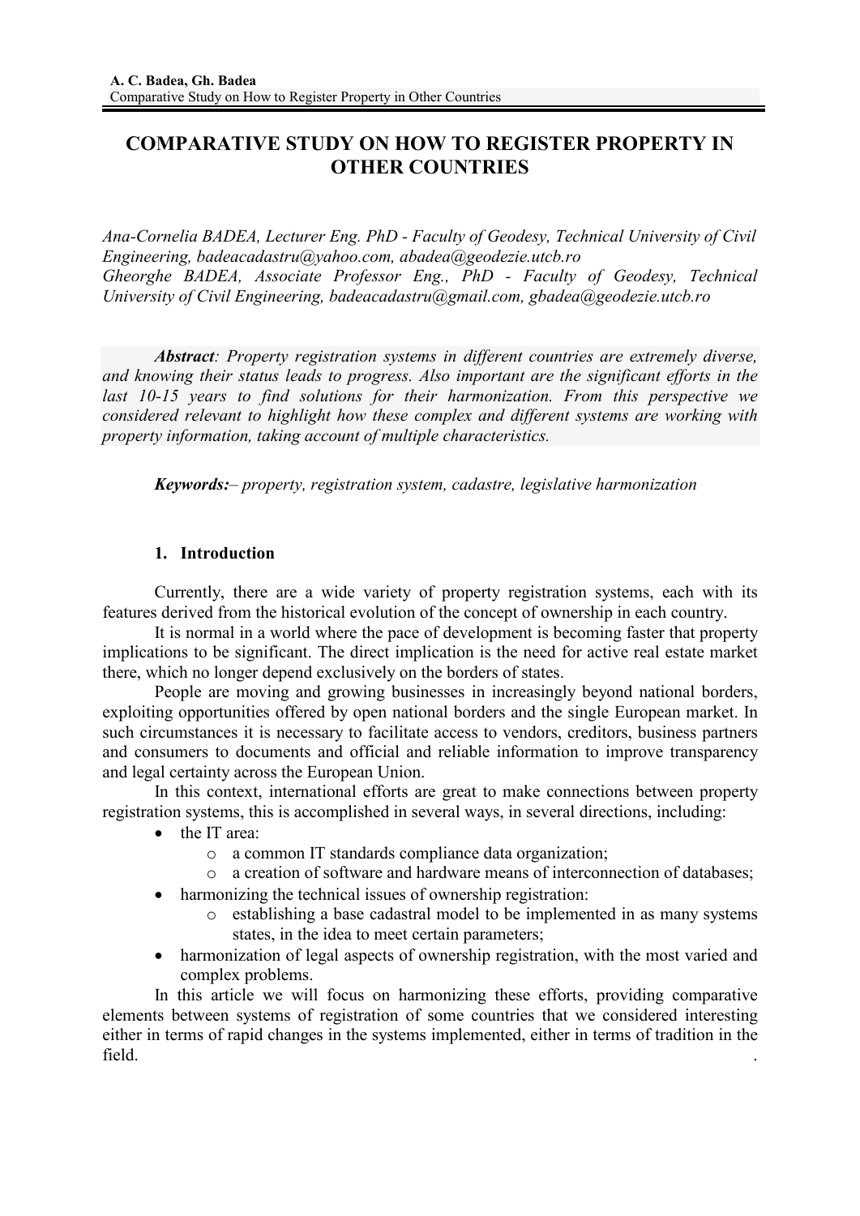# COMPARATIVE STUDY ON HOW TO REGISTER PROPERTY IN OTHER COUNTRIES

*Ana-Cornelia BADEA, Lecturer Eng. PhD - Faculty of Geodesy, Technical University of Civil Engineering, badeacadastru@yahoo.com, abadea@geodezie.utcb.ro*
*Gheorghe BADEA, Associate Professor Eng., PhD - Faculty of Geodesy, Technical University of Civil Engineering, badeacadastru@gmail.com, gbadea@geodezie.utcb.ro*

***Abstract**: Property registration systems in different countries are extremely diverse, and knowing their status leads to progress. Also important are the significant efforts in the last 10-15 years to find solutions for their harmonization. From this perspective we considered relevant to highlight how these complex and different systems are working with property information, taking account of multiple characteristics.*

***Keywords:**– property, registration system, cadastre, legislative harmonization*

## 1. Introduction

Currently, there are a wide variety of property registration systems, each with its features derived from the historical evolution of the concept of ownership in each country.

It is normal in a world where the pace of development is becoming faster that property implications to be significant. The direct implication is the need for active real estate market there, which no longer depend exclusively on the borders of states.

People are moving and growing businesses in increasingly beyond national borders, exploiting opportunities offered by open national borders and the single European market. In such circumstances it is necessary to facilitate access to vendors, creditors, business partners and consumers to documents and official and reliable information to improve transparency and legal certainty across the European Union.

In this context, international efforts are great to make connections between property registration systems, this is accomplished in several ways, in several directions, including:

- the IT area:
  - a common IT standards compliance data organization;
  - a creation of software and hardware means of interconnection of databases;
- harmonizing the technical issues of ownership registration:
  - establishing a base cadastral model to be implemented in as many systems states, in the idea to meet certain parameters;
- harmonization of legal aspects of ownership registration, with the most varied and complex problems.

In this article we will focus on harmonizing these efforts, providing comparative elements between systems of registration of some countries that we considered interesting either in terms of rapid changes in the systems implemented, either in terms of tradition in the field.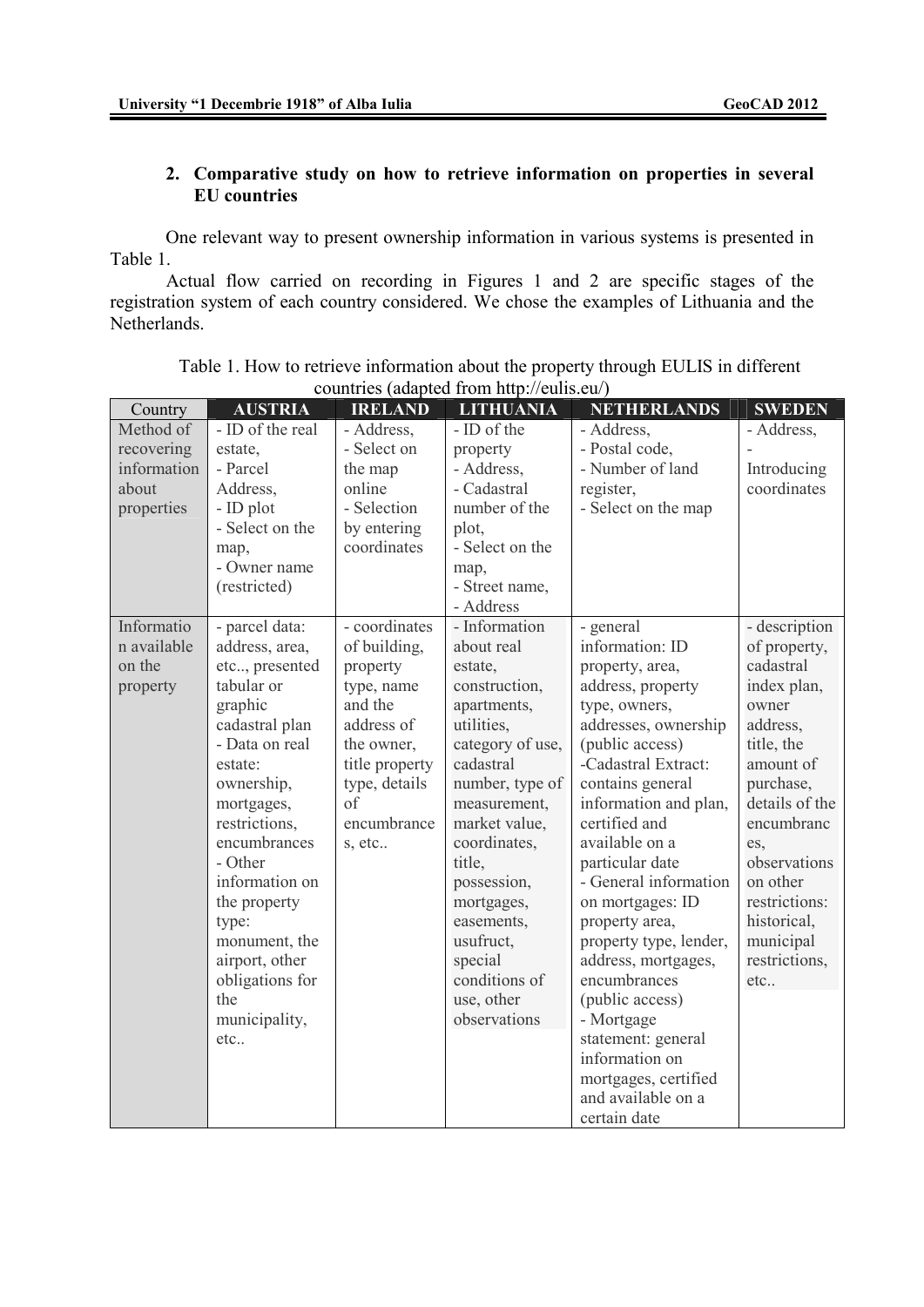## 2. Comparative study on how to retrieve information on properties in several EU countries

One relevant way to present ownership information in various systems is presented in Table 1.

Actual flow carried on recording in Figures 1 and 2 are specific stages of the registration system of each country considered. We chose the examples of Lithuania and the Netherlands.

Table 1. How to retrieve information about the property through EULIS in different countries (adapted from http://eulis.eu/)

| Country | AUSTRIA | IRELAND | LITHUANIA | NETHERLANDS | SWEDEN |
|---|---|---|---|---|---|
| Method of recovering information about properties | - ID of the real estate, - Parcel Address, - ID plot - Select on the map, - Owner name (restricted) | - Address, - Select on the map online - Selection by entering coordinates | - ID of the property - Address, - Cadastral number of the plot, - Select on the map, - Street name, - Address | - Address, - Postal code, - Number of land register, - Select on the map | - Address, - Introducing coordinates |
| Information available on the property | - parcel data: address, area, etc.., presented tabular or graphic cadastral plan - Data on real estate: ownership, mortgages, restrictions, encumbrances - Other information on the property type: monument, the airport, other obligations for the municipality, etc.. | - coordinates of building, property type, name and the address of the owner, title property type, details of encumbrances, etc.. | - Information about real estate, construction, apartments, utilities, category of use, cadastral number, type of measurement, market value, coordinates, title, possession, mortgages, easements, usufruct, special conditions of use, other observations | - general information: ID property, area, address, property type, owners, addresses, ownership (public access) -Cadastral Extract: contains general information and plan, certified and available on a particular date - General information on mortgages: ID property area, property type, lender, address, mortgages, encumbrances (public access) - Mortgage statement: general information on mortgages, certified and available on a certain date | - description of property, cadastral index plan, owner address, title, the amount of purchase, details of the encumbrances, observations on other restrictions: historical, municipal restrictions, etc.. |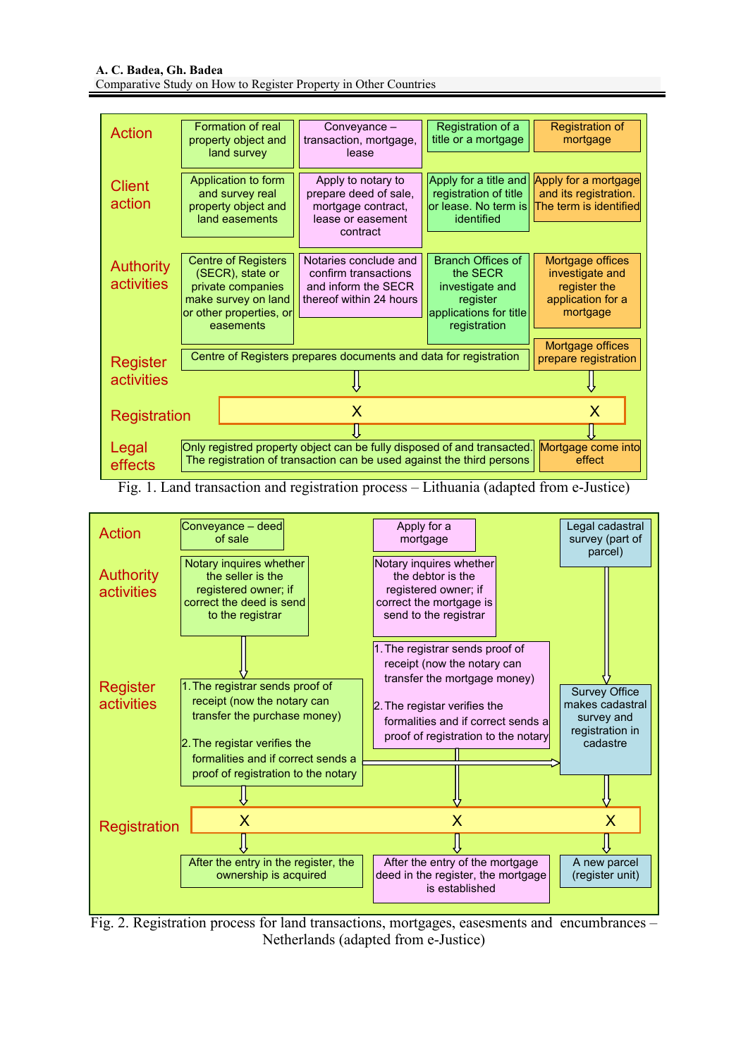| | | | | |
|---|---|---|---|---|
| **Action** | Formation of real property object and land survey | Conveyance – transaction, mortgage, lease | Registration of a title or a mortgage | Registration of mortgage |
| **Client action** | Application to form and survey real property object and land easements | Apply to notary to prepare deed of sale, mortgage contract, lease or easement contract | Apply for a title and registration of title or lease. No term is identified | Apply for a mortgage and its registration. The term is identified |
| **Authority activities** | Centre of Registers (SECR), state or private companies make survey on land or other properties, or easements | Notaries conclude and confirm transactions and inform the SECR thereof within 24 hours | Branch Offices of the SECR investigate and register applications for title registration | Mortgage offices investigate and register the application for a mortgage |
| **Register activities** | Centre of Registers prepares documents and data for registration | | | Mortgage offices prepare registration |
| **Registration** | X | | | X |
| **Legal effects** | Only registred property object can be fully disposed of and transacted. The registration of transaction can be used against the third persons | | | Mortgage come into effect |

Fig. 1. Land transaction and registration process – Lithuania (adapted from e-Justice)

| | | | |
|---|---|---|---|
| **Action** | Conveyance – deed of sale | Apply for a mortgage | Legal cadastral survey (part of parcel) |
| **Authority activities** | Notary inquires whether the seller is the registered owner; if correct the deed is send to the registrar | Notary inquires whether the debtor is the registered owner; if correct the mortgage is send to the registrar | |
| **Register activities** | 1. The registrar sends proof of receipt (now the notary can transfer the purchase money)<br>2. The registar verifies the formalities and if correct sends a proof of registration to the notary | 1. The registrar sends proof of receipt (now the notary can transfer the mortgage money)<br>2. The registar verifies the formalities and if correct sends a proof of registration to the notary | Survey Office makes cadastral survey and registration in cadastre |
| **Registration** | X | X | X |
| | After the entry in the register, the ownership is acquired | After the entry of the mortgage deed in the register, the mortgage is established | A new parcel (register unit) |

Fig. 2. Registration process for land transactions, mortgages, easesments and encumbrances – Netherlands (adapted from e-Justice)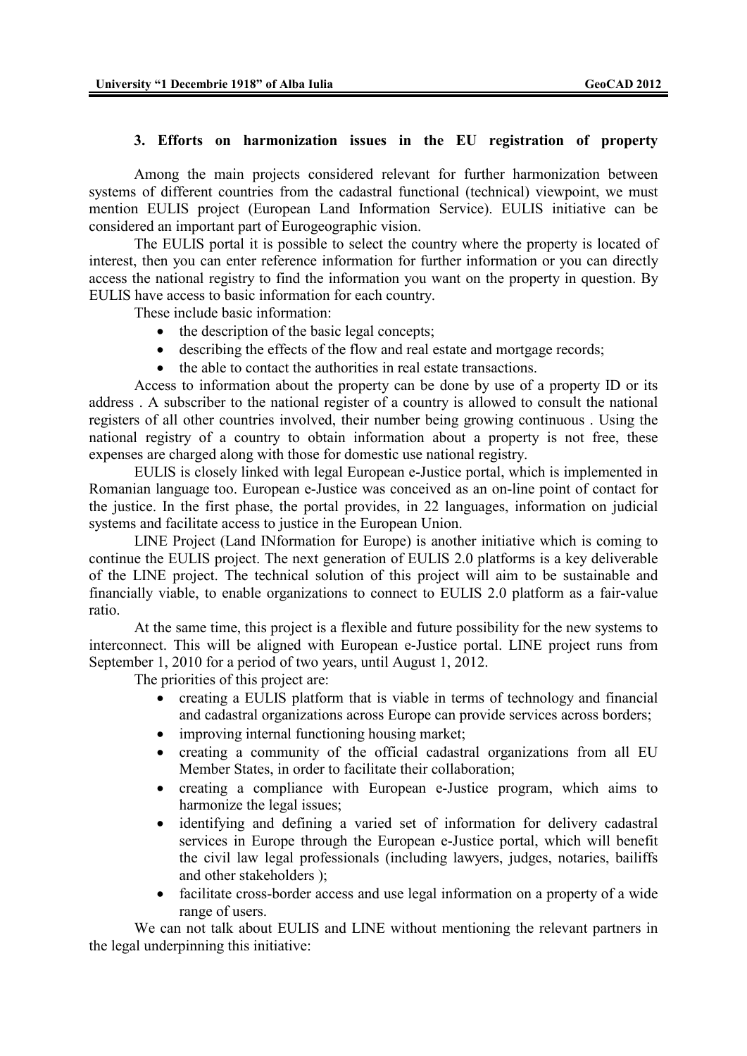## 3. Efforts on harmonization issues in the EU registration of property

Among the main projects considered relevant for further harmonization between systems of different countries from the cadastral functional (technical) viewpoint, we must mention EULIS project (European Land Information Service). EULIS initiative can be considered an important part of Eurogeographic vision.

The EULIS portal it is possible to select the country where the property is located of interest, then you can enter reference information for further information or you can directly access the national registry to find the information you want on the property in question. By EULIS have access to basic information for each country.

These include basic information:

- the description of the basic legal concepts;
- describing the effects of the flow and real estate and mortgage records;
- the able to contact the authorities in real estate transactions.

Access to information about the property can be done by use of a property ID or its address . A subscriber to the national register of a country is allowed to consult the national registers of all other countries involved, their number being growing continuous . Using the national registry of a country to obtain information about a property is not free, these expenses are charged along with those for domestic use national registry.

EULIS is closely linked with legal European e-Justice portal, which is implemented in Romanian language too. European e-Justice was conceived as an on-line point of contact for the justice. In the first phase, the portal provides, in 22 languages, information on judicial systems and facilitate access to justice in the European Union.

LINE Project (Land INformation for Europe) is another initiative which is coming to continue the EULIS project. The next generation of EULIS 2.0 platforms is a key deliverable of the LINE project. The technical solution of this project will aim to be sustainable and financially viable, to enable organizations to connect to EULIS 2.0 platform as a fair-value ratio.

At the same time, this project is a flexible and future possibility for the new systems to interconnect. This will be aligned with European e-Justice portal. LINE project runs from September 1, 2010 for a period of two years, until August 1, 2012.

The priorities of this project are:

- creating a EULIS platform that is viable in terms of technology and financial and cadastral organizations across Europe can provide services across borders;
- improving internal functioning housing market;
- creating a community of the official cadastral organizations from all EU Member States, in order to facilitate their collaboration;
- creating a compliance with European e-Justice program, which aims to harmonize the legal issues;
- identifying and defining a varied set of information for delivery cadastral services in Europe through the European e-Justice portal, which will benefit the civil law legal professionals (including lawyers, judges, notaries, bailiffs and other stakeholders );
- facilitate cross-border access and use legal information on a property of a wide range of users.

We can not talk about EULIS and LINE without mentioning the relevant partners in the legal underpinning this initiative: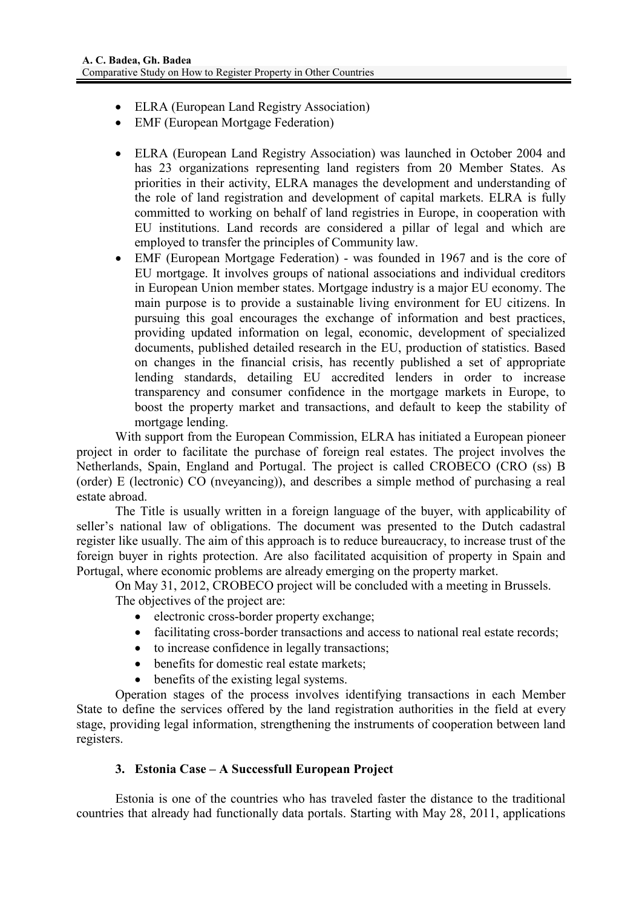- ELRA (European Land Registry Association)
- EMF (European Mortgage Federation)

- ELRA (European Land Registry Association) was launched in October 2004 and has 23 organizations representing land registers from 20 Member States. As priorities in their activity, ELRA manages the development and understanding of the role of land registration and development of capital markets. ELRA is fully committed to working on behalf of land registries in Europe, in cooperation with EU institutions. Land records are considered a pillar of legal and which are employed to transfer the principles of Community law.
- EMF (European Mortgage Federation) - was founded in 1967 and is the core of EU mortgage. It involves groups of national associations and individual creditors in European Union member states. Mortgage industry is a major EU economy. The main purpose is to provide a sustainable living environment for EU citizens. In pursuing this goal encourages the exchange of information and best practices, providing updated information on legal, economic, development of specialized documents, published detailed research in the EU, production of statistics. Based on changes in the financial crisis, has recently published a set of appropriate lending standards, detailing EU accredited lenders in order to increase transparency and consumer confidence in the mortgage markets in Europe, to boost the property market and transactions, and default to keep the stability of mortgage lending.

With support from the European Commission, ELRA has initiated a European pioneer project in order to facilitate the purchase of foreign real estates. The project involves the Netherlands, Spain, England and Portugal. The project is called CROBECO (CRO (ss) B (order) E (lectronic) CO (nveyancing)), and describes a simple method of purchasing a real estate abroad.

The Title is usually written in a foreign language of the buyer, with applicability of seller's national law of obligations. The document was presented to the Dutch cadastral register like usually. The aim of this approach is to reduce bureaucracy, to increase trust of the foreign buyer in rights protection. Are also facilitated acquisition of property in Spain and Portugal, where economic problems are already emerging on the property market.

On May 31, 2012, CROBECO project will be concluded with a meeting in Brussels.

The objectives of the project are:

- electronic cross-border property exchange;
- facilitating cross-border transactions and access to national real estate records;
- to increase confidence in legally transactions;
- benefits for domestic real estate markets;
- benefits of the existing legal systems.

Operation stages of the process involves identifying transactions in each Member State to define the services offered by the land registration authorities in the field at every stage, providing legal information, strengthening the instruments of cooperation between land registers.

## 3. Estonia Case – A Successfull European Project

Estonia is one of the countries who has traveled faster the distance to the traditional countries that already had functionally data portals. Starting with May 28, 2011, applications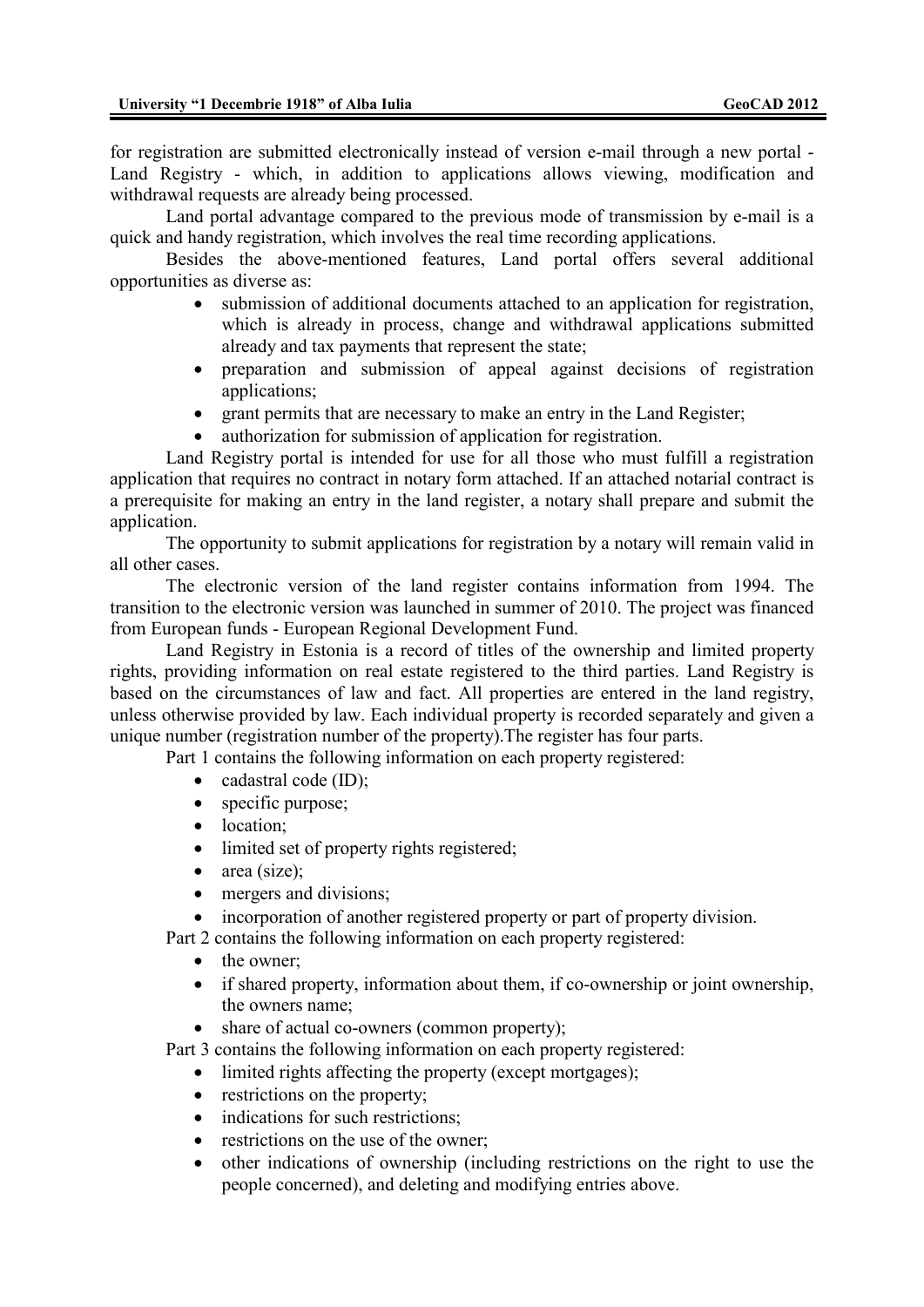for registration are submitted electronically instead of version e-mail through a new portal - Land Registry - which, in addition to applications allows viewing, modification and withdrawal requests are already being processed.

Land portal advantage compared to the previous mode of transmission by e-mail is a quick and handy registration, which involves the real time recording applications.

Besides the above-mentioned features, Land portal offers several additional opportunities as diverse as:

- submission of additional documents attached to an application for registration, which is already in process, change and withdrawal applications submitted already and tax payments that represent the state;
- preparation and submission of appeal against decisions of registration applications;
- grant permits that are necessary to make an entry in the Land Register;
- authorization for submission of application for registration.

Land Registry portal is intended for use for all those who must fulfill a registration application that requires no contract in notary form attached. If an attached notarial contract is a prerequisite for making an entry in the land register, a notary shall prepare and submit the application.

The opportunity to submit applications for registration by a notary will remain valid in all other cases.

The electronic version of the land register contains information from 1994. The transition to the electronic version was launched in summer of 2010. The project was financed from European funds - European Regional Development Fund.

Land Registry in Estonia is a record of titles of the ownership and limited property rights, providing information on real estate registered to the third parties. Land Registry is based on the circumstances of law and fact. All properties are entered in the land registry, unless otherwise provided by law. Each individual property is recorded separately and given a unique number (registration number of the property).The register has four parts.

Part 1 contains the following information on each property registered:

- cadastral code (ID);
- specific purpose;
- location;
- limited set of property rights registered;
- area (size);
- mergers and divisions;
- incorporation of another registered property or part of property division.

Part 2 contains the following information on each property registered:

- the owner;
- if shared property, information about them, if co-ownership or joint ownership, the owners name;
- share of actual co-owners (common property);

Part 3 contains the following information on each property registered:

- limited rights affecting the property (except mortgages);
- restrictions on the property;
- indications for such restrictions;
- restrictions on the use of the owner;
- other indications of ownership (including restrictions on the right to use the people concerned), and deleting and modifying entries above.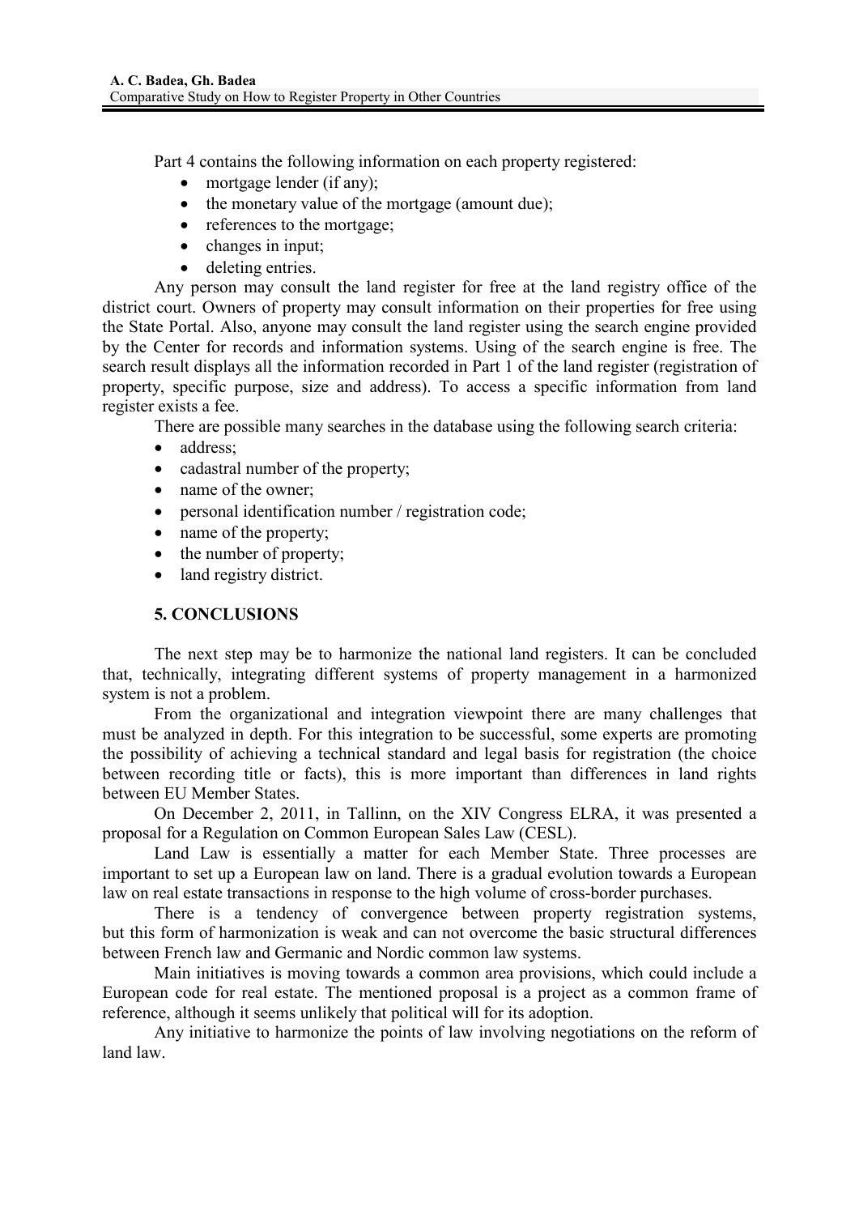Part 4 contains the following information on each property registered:

- mortgage lender (if any);
- the monetary value of the mortgage (amount due);
- references to the mortgage;
- changes in input;
- deleting entries.

Any person may consult the land register for free at the land registry office of the district court. Owners of property may consult information on their properties for free using the State Portal. Also, anyone may consult the land register using the search engine provided by the Center for records and information systems. Using of the search engine is free. The search result displays all the information recorded in Part 1 of the land register (registration of property, specific purpose, size and address). To access a specific information from land register exists a fee.

There are possible many searches in the database using the following search criteria:

- address;
- cadastral number of the property;
- name of the owner;
- personal identification number / registration code;
- name of the property;
- the number of property;
- land registry district.

## 5. CONCLUSIONS

The next step may be to harmonize the national land registers. It can be concluded that, technically, integrating different systems of property management in a harmonized system is not a problem.

From the organizational and integration viewpoint there are many challenges that must be analyzed in depth. For this integration to be successful, some experts are promoting the possibility of achieving a technical standard and legal basis for registration (the choice between recording title or facts), this is more important than differences in land rights between EU Member States.

On December 2, 2011, in Tallinn, on the XIV Congress ELRA, it was presented a proposal for a Regulation on Common European Sales Law (CESL).

Land Law is essentially a matter for each Member State. Three processes are important to set up a European law on land. There is a gradual evolution towards a European law on real estate transactions in response to the high volume of cross-border purchases.

There is a tendency of convergence between property registration systems, but this form of harmonization is weak and can not overcome the basic structural differences between French law and Germanic and Nordic common law systems.

Main initiatives is moving towards a common area provisions, which could include a European code for real estate. The mentioned proposal is a project as a common frame of reference, although it seems unlikely that political will for its adoption.

Any initiative to harmonize the points of law involving negotiations on the reform of land law.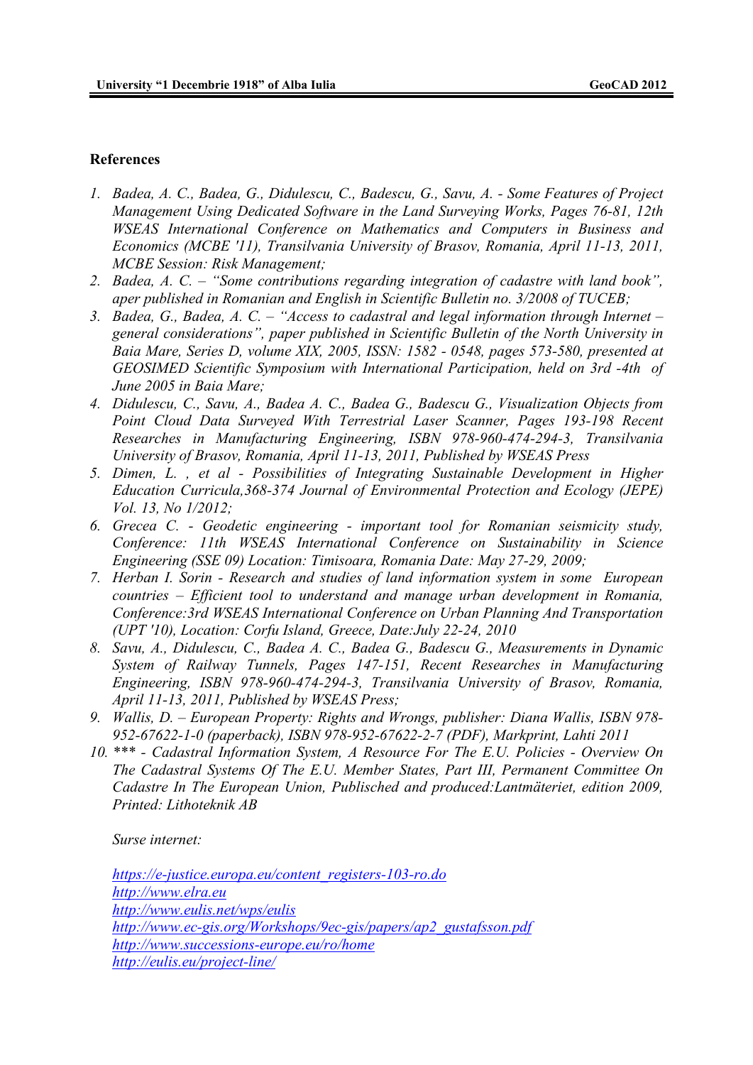## References

1. *Badea, A. C., Badea, G., Didulescu, C., Badescu, G., Savu, A. - Some Features of Project Management Using Dedicated Software in the Land Surveying Works, Pages 76-81, 12th WSEAS International Conference on Mathematics and Computers in Business and Economics (MCBE '11), Transilvania University of Brasov, Romania, April 11-13, 2011, MCBE Session: Risk Management;*
2. *Badea, A. C. – "Some contributions regarding integration of cadastre with land book", aper published in Romanian and English in Scientific Bulletin no. 3/2008 of TUCEB;*
3. *Badea, G., Badea, A. C. – "Access to cadastral and legal information through Internet – general considerations", paper published in Scientific Bulletin of the North University in Baia Mare, Series D, volume XIX, 2005, ISSN: 1582 - 0548, pages 573-580, presented at GEOSIMED Scientific Symposium with International Participation, held on 3rd -4th of June 2005 in Baia Mare;*
4. *Didulescu, C., Savu, A., Badea A. C., Badea G., Badescu G., Visualization Objects from Point Cloud Data Surveyed With Terrestrial Laser Scanner, Pages 193-198 Recent Researches in Manufacturing Engineering, ISBN 978-960-474-294-3, Transilvania University of Brasov, Romania, April 11-13, 2011, Published by WSEAS Press*
5. *Dimen, L. , et al - Possibilities of Integrating Sustainable Development in Higher Education Curricula,368-374 Journal of Environmental Protection and Ecology (JEPE) Vol. 13, No 1/2012;*
6. *Grecea C. - Geodetic engineering - important tool for Romanian seismicity study, Conference: 11th WSEAS International Conference on Sustainability in Science Engineering (SSE 09) Location: Timisoara, Romania Date: May 27-29, 2009;*
7. *Herban I. Sorin - Research and studies of land information system in some European countries – Efficient tool to understand and manage urban development in Romania, Conference:3rd WSEAS International Conference on Urban Planning And Transportation (UPT '10), Location: Corfu Island, Greece, Date:July 22-24, 2010*
8. *Savu, A., Didulescu, C., Badea A. C., Badea G., Badescu G., Measurements in Dynamic System of Railway Tunnels, Pages 147-151, Recent Researches in Manufacturing Engineering, ISBN 978-960-474-294-3, Transilvania University of Brasov, Romania, April 11-13, 2011, Published by WSEAS Press;*
9. *Wallis, D. – European Property: Rights and Wrongs, publisher: Diana Wallis, ISBN 978-952-67622-1-0 (paperback), ISBN 978-952-67622-2-7 (PDF), Markprint, Lahti 2011*
10. *\*\*\* - Cadastral Information System, A Resource For The E.U. Policies - Overview On The Cadastral Systems Of The E.U. Member States, Part III, Permanent Committee On Cadastre In The European Union, Publisched and produced:Lantmäteriet, edition 2009, Printed: Lithoteknik AB*

*Surse internet:*

https://e-justice.europa.eu/content_registers-103-ro.do
http://www.elra.eu
http://www.eulis.net/wps/eulis
http://www.ec-gis.org/Workshops/9ec-gis/papers/ap2_gustafsson.pdf
http://www.successions-europe.eu/ro/home
http://eulis.eu/project-line/